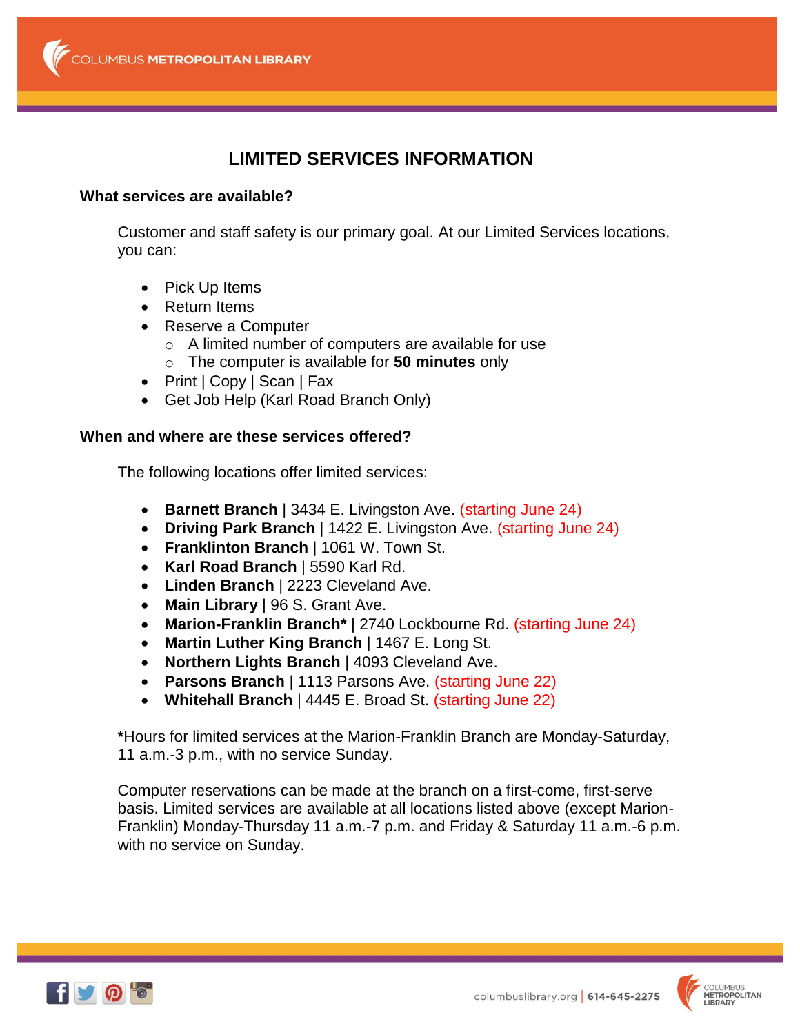# LIMITED SERVICES INFORMATION

## What services are available?

Customer and staff safety is our primary goal. At our Limited Services locations, you can:

- Pick Up Items
- Return Items
- Reserve a Computer
  - A limited number of computers are available for use
  - The computer is available for **50 minutes** only
- Print | Copy | Scan | Fax
- Get Job Help (Karl Road Branch Only)

## When and where are these services offered?

The following locations offer limited services:

- **Barnett Branch** | 3434 E. Livingston Ave. (starting June 24)
- **Driving Park Branch** | 1422 E. Livingston Ave. (starting June 24)
- **Franklinton Branch** | 1061 W. Town St.
- **Karl Road Branch** | 5590 Karl Rd.
- **Linden Branch** | 2223 Cleveland Ave.
- **Main Library** | 96 S. Grant Ave.
- **Marion-Franklin Branch*** | 2740 Lockbourne Rd. (starting June 24)
- **Martin Luther King Branch** | 1467 E. Long St.
- **Northern Lights Branch** | 4093 Cleveland Ave.
- **Parsons Branch** | 1113 Parsons Ave. (starting June 22)
- **Whitehall Branch** | 4445 E. Broad St. (starting June 22)

***Hours for limited services at the Marion-Franklin Branch are Monday-Saturday, 11 a.m.-3 p.m., with no service Sunday.

Computer reservations can be made at the branch on a first-come, first-serve basis. Limited services are available at all locations listed above (except Marion-Franklin) Monday-Thursday 11 a.m.-7 p.m. and Friday & Saturday 11 a.m.-6 p.m. with no service on Sunday.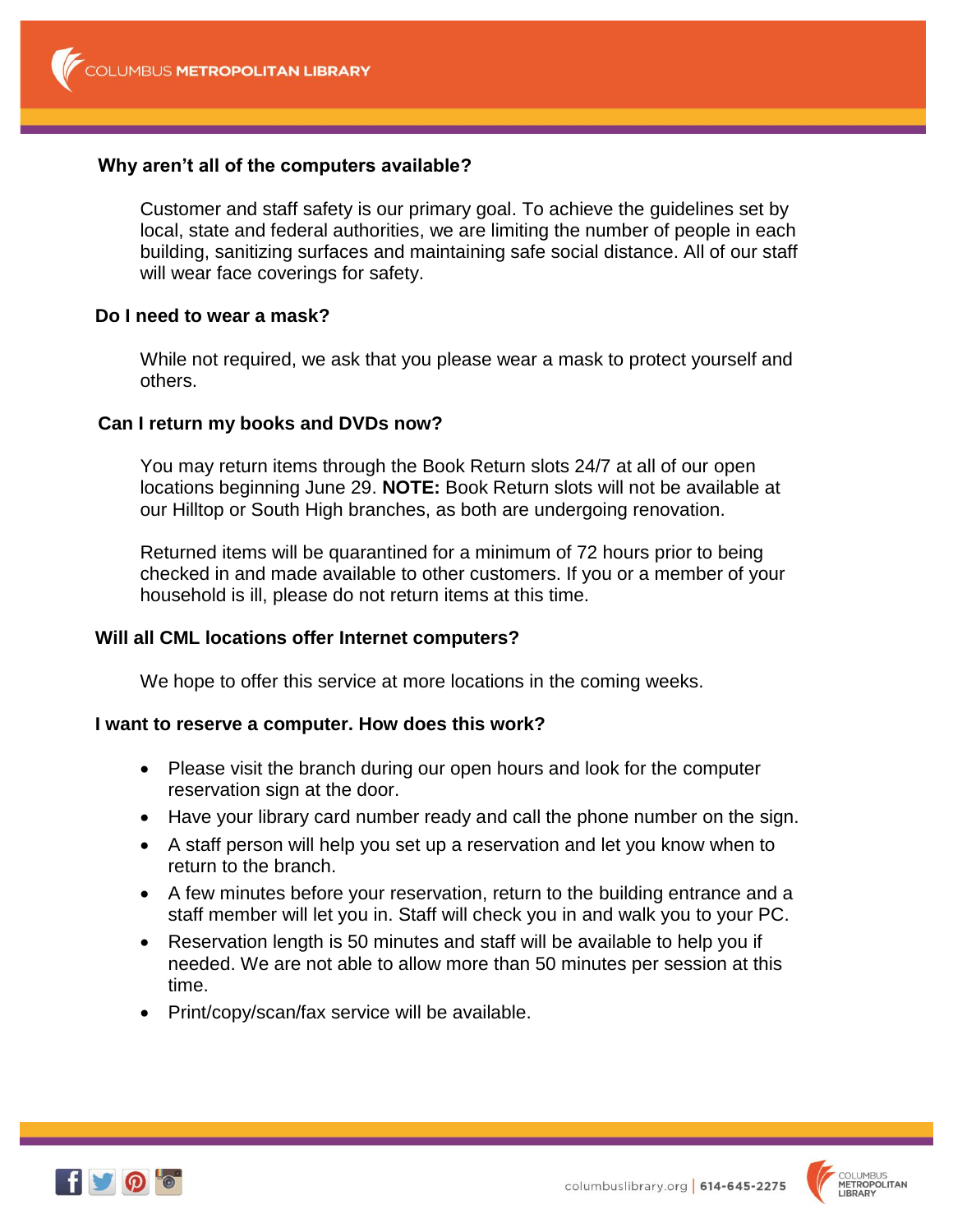### Why aren't all of the computers available?

Customer and staff safety is our primary goal. To achieve the guidelines set by local, state and federal authorities, we are limiting the number of people in each building, sanitizing surfaces and maintaining safe social distance. All of our staff will wear face coverings for safety.

### Do I need to wear a mask?

While not required, we ask that you please wear a mask to protect yourself and others.

### Can I return my books and DVDs now?

You may return items through the Book Return slots 24/7 at all of our open locations beginning June 29. **NOTE:** Book Return slots will not be available at our Hilltop or South High branches, as both are undergoing renovation.

Returned items will be quarantined for a minimum of 72 hours prior to being checked in and made available to other customers. If you or a member of your household is ill, please do not return items at this time.

### Will all CML locations offer Internet computers?

We hope to offer this service at more locations in the coming weeks.

### I want to reserve a computer. How does this work?

- Please visit the branch during our open hours and look for the computer reservation sign at the door.
- Have your library card number ready and call the phone number on the sign.
- A staff person will help you set up a reservation and let you know when to return to the branch.
- A few minutes before your reservation, return to the building entrance and a staff member will let you in. Staff will check you in and walk you to your PC.
- Reservation length is 50 minutes and staff will be available to help you if needed. We are not able to allow more than 50 minutes per session at this time.
- Print/copy/scan/fax service will be available.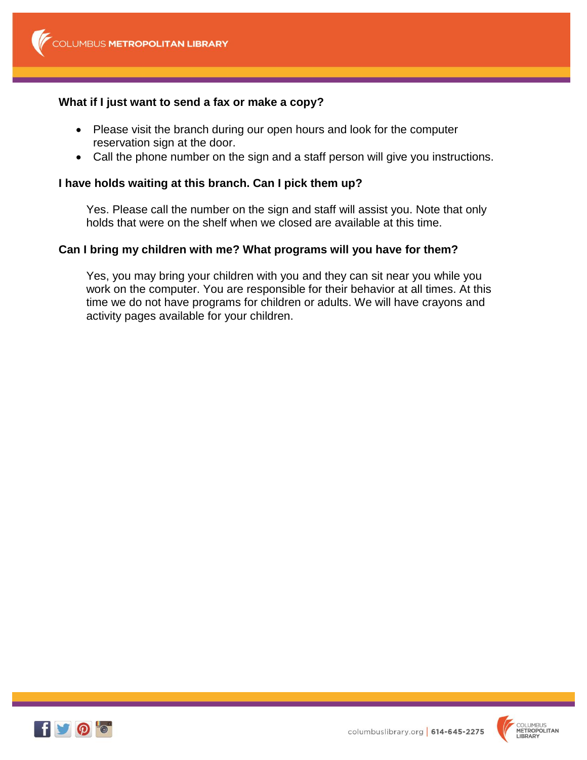**What if I just want to send a fax or make a copy?**

- Please visit the branch during our open hours and look for the computer reservation sign at the door.
- Call the phone number on the sign and a staff person will give you instructions.

**I have holds waiting at this branch. Can I pick them up?**

Yes. Please call the number on the sign and staff will assist you. Note that only holds that were on the shelf when we closed are available at this time.

**Can I bring my children with me? What programs will you have for them?**

Yes, you may bring your children with you and they can sit near you while you work on the computer. You are responsible for their behavior at all times. At this time we do not have programs for children or adults. We will have crayons and activity pages available for your children.